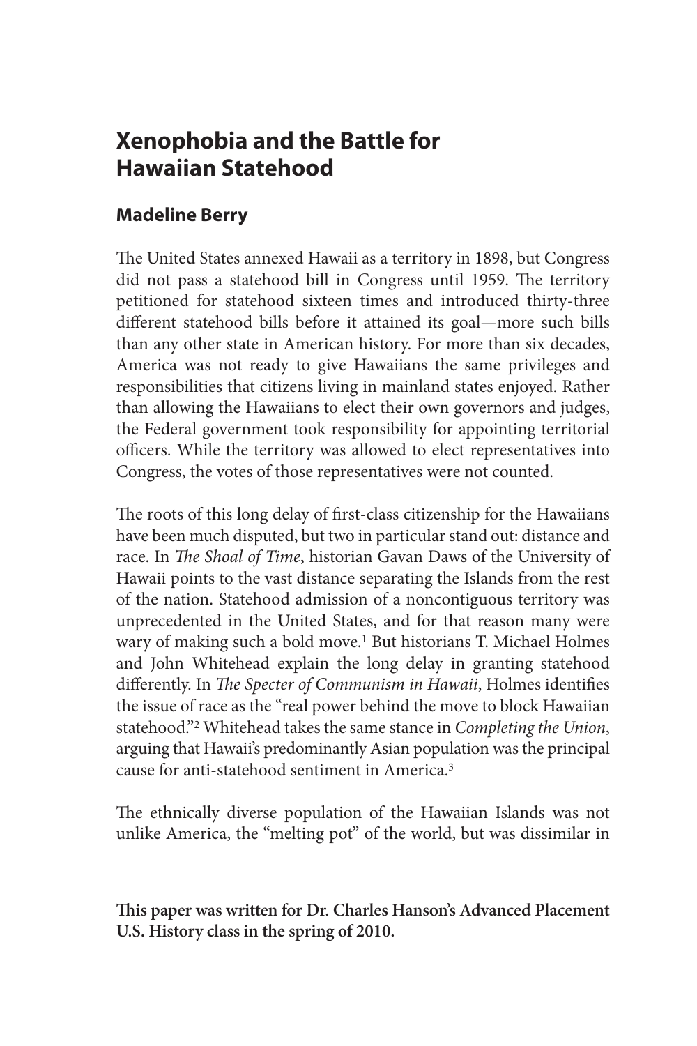# Xenophobia and the Battle for Hawaiian Statehood

## Madeline Berry

The United States annexed Hawaii as a territory in 1898, but Congress did not pass a statehood bill in Congress until 1959. The territory petitioned for statehood sixteen times and introduced thirty-three different statehood bills before it attained its goal—more such bills than any other state in American history. For more than six decades, America was not ready to give Hawaiians the same privileges and responsibilities that citizens living in mainland states enjoyed. Rather than allowing the Hawaiians to elect their own governors and judges, the Federal government took responsibility for appointing territorial officers. While the territory was allowed to elect representatives into Congress, the votes of those representatives were not counted.

The roots of this long delay of first-class citizenship for the Hawaiians have been much disputed, but two in particular stand out: distance and race. In *The Shoal of Time*, historian Gavan Daws of the University of Hawaii points to the vast distance separating the Islands from the rest of the nation. Statehood admission of a noncontiguous territory was unprecedented in the United States, and for that reason many were wary of making such a bold move.[1] But historians T. Michael Holmes and John Whitehead explain the long delay in granting statehood differently. In *The Specter of Communism in Hawaii*, Holmes identifies the issue of race as the "real power behind the move to block Hawaiian statehood."[2] Whitehead takes the same stance in *Completing the Union*, arguing that Hawaii's predominantly Asian population was the principal cause for anti-statehood sentiment in America.[3]

The ethnically diverse population of the Hawaiian Islands was not unlike America, the "melting pot" of the world, but was dissimilar in

---

**This paper was written for Dr. Charles Hanson's Advanced Placement U.S. History class in the spring of 2010.**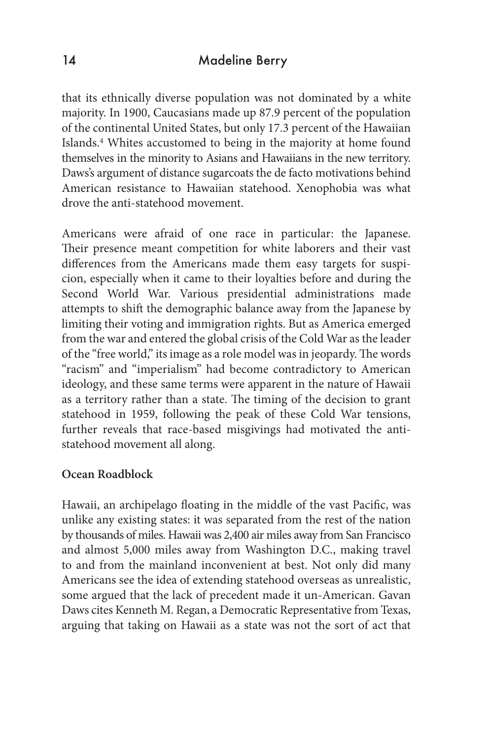that its ethnically diverse population was not dominated by a white majority. In 1900, Caucasians made up 87.9 percent of the population of the continental United States, but only 17.3 percent of the Hawaiian Islands.[4] Whites accustomed to being in the majority at home found themselves in the minority to Asians and Hawaiians in the new territory. Daws's argument of distance sugarcoats the de facto motivations behind American resistance to Hawaiian statehood. Xenophobia was what drove the anti-statehood movement.

Americans were afraid of one race in particular: the Japanese. Their presence meant competition for white laborers and their vast differences from the Americans made them easy targets for suspicion, especially when it came to their loyalties before and during the Second World War. Various presidential administrations made attempts to shift the demographic balance away from the Japanese by limiting their voting and immigration rights. But as America emerged from the war and entered the global crisis of the Cold War as the leader of the "free world," its image as a role model was in jeopardy. The words "racism" and "imperialism" had become contradictory to American ideology, and these same terms were apparent in the nature of Hawaii as a territory rather than a state. The timing of the decision to grant statehood in 1959, following the peak of these Cold War tensions, further reveals that race-based misgivings had motivated the anti-statehood movement all along.

**Ocean Roadblock**

Hawaii, an archipelago floating in the middle of the vast Pacific, was unlike any existing states: it was separated from the rest of the nation by thousands of miles. Hawaii was 2,400 air miles away from San Francisco and almost 5,000 miles away from Washington D.C., making travel to and from the mainland inconvenient at best. Not only did many Americans see the idea of extending statehood overseas as unrealistic, some argued that the lack of precedent made it un-American. Gavan Daws cites Kenneth M. Regan, a Democratic Representative from Texas, arguing that taking on Hawaii as a state was not the sort of act that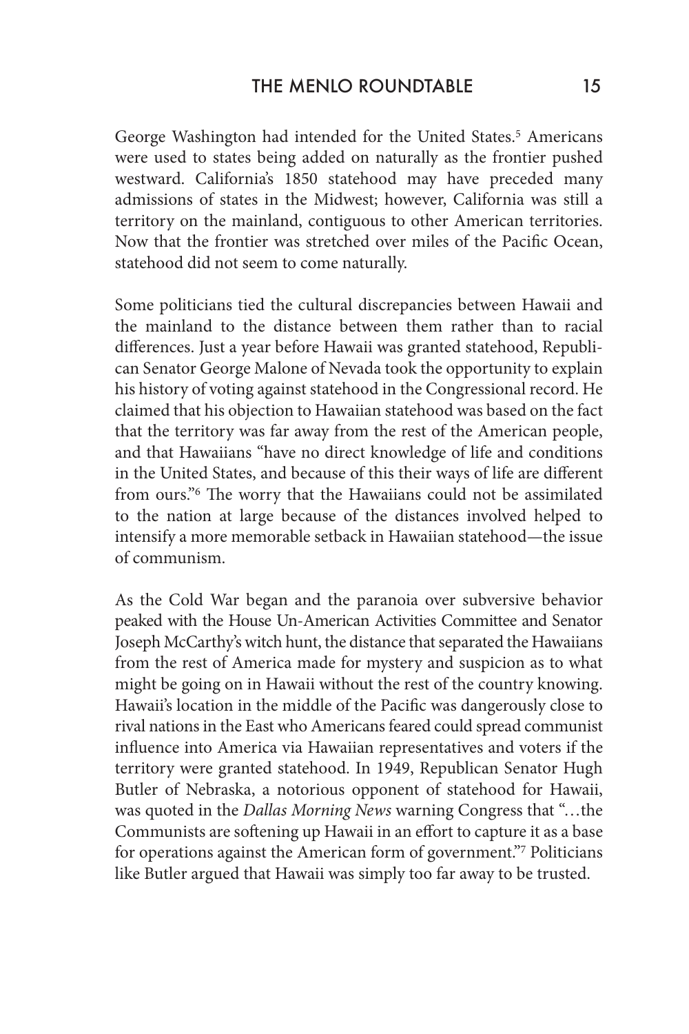George Washington had intended for the United States.[5] Americans were used to states being added on naturally as the frontier pushed westward. California's 1850 statehood may have preceded many admissions of states in the Midwest; however, California was still a territory on the mainland, contiguous to other American territories. Now that the frontier was stretched over miles of the Pacific Ocean, statehood did not seem to come naturally.

Some politicians tied the cultural discrepancies between Hawaii and the mainland to the distance between them rather than to racial differences. Just a year before Hawaii was granted statehood, Republican Senator George Malone of Nevada took the opportunity to explain his history of voting against statehood in the Congressional record. He claimed that his objection to Hawaiian statehood was based on the fact that the territory was far away from the rest of the American people, and that Hawaiians "have no direct knowledge of life and conditions in the United States, and because of this their ways of life are different from ours."[6] The worry that the Hawaiians could not be assimilated to the nation at large because of the distances involved helped to intensify a more memorable setback in Hawaiian statehood—the issue of communism.

As the Cold War began and the paranoia over subversive behavior peaked with the House Un-American Activities Committee and Senator Joseph McCarthy's witch hunt, the distance that separated the Hawaiians from the rest of America made for mystery and suspicion as to what might be going on in Hawaii without the rest of the country knowing. Hawaii's location in the middle of the Pacific was dangerously close to rival nations in the East who Americans feared could spread communist influence into America via Hawaiian representatives and voters if the territory were granted statehood. In 1949, Republican Senator Hugh Butler of Nebraska, a notorious opponent of statehood for Hawaii, was quoted in the *Dallas Morning News* warning Congress that "…the Communists are softening up Hawaii in an effort to capture it as a base for operations against the American form of government."[7] Politicians like Butler argued that Hawaii was simply too far away to be trusted.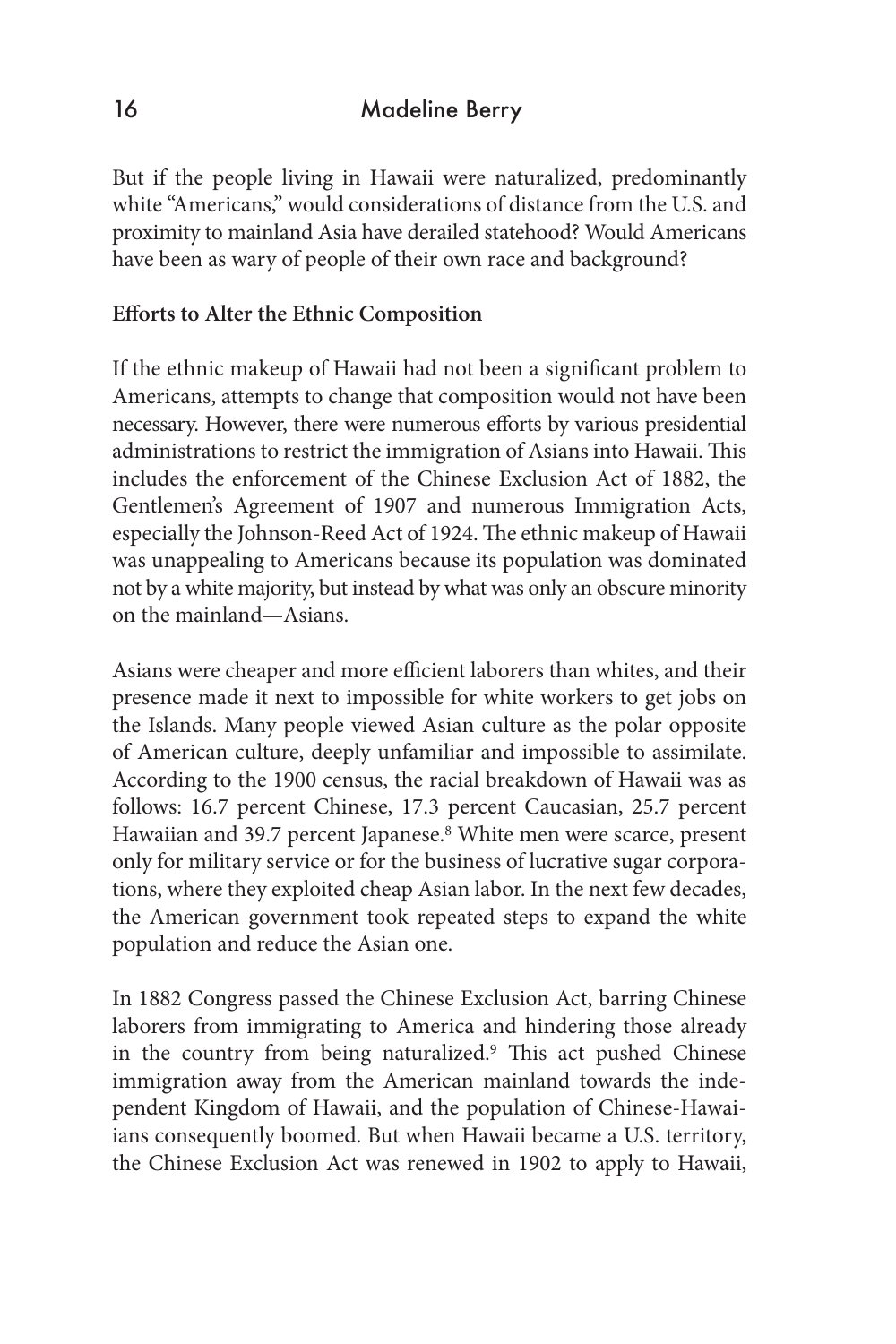But if the people living in Hawaii were naturalized, predominantly white "Americans," would considerations of distance from the U.S. and proximity to mainland Asia have derailed statehood? Would Americans have been as wary of people of their own race and background?

**Efforts to Alter the Ethnic Composition**

If the ethnic makeup of Hawaii had not been a significant problem to Americans, attempts to change that composition would not have been necessary. However, there were numerous efforts by various presidential administrations to restrict the immigration of Asians into Hawaii. This includes the enforcement of the Chinese Exclusion Act of 1882, the Gentlemen's Agreement of 1907 and numerous Immigration Acts, especially the Johnson-Reed Act of 1924. The ethnic makeup of Hawaii was unappealing to Americans because its population was dominated not by a white majority, but instead by what was only an obscure minority on the mainland—Asians.

Asians were cheaper and more efficient laborers than whites, and their presence made it next to impossible for white workers to get jobs on the Islands. Many people viewed Asian culture as the polar opposite of American culture, deeply unfamiliar and impossible to assimilate. According to the 1900 census, the racial breakdown of Hawaii was as follows: 16.7 percent Chinese, 17.3 percent Caucasian, 25.7 percent Hawaiian and 39.7 percent Japanese.[8] White men were scarce, present only for military service or for the business of lucrative sugar corporations, where they exploited cheap Asian labor. In the next few decades, the American government took repeated steps to expand the white population and reduce the Asian one.

In 1882 Congress passed the Chinese Exclusion Act, barring Chinese laborers from immigrating to America and hindering those already in the country from being naturalized.[9] This act pushed Chinese immigration away from the American mainland towards the independent Kingdom of Hawaii, and the population of Chinese-Hawaiians consequently boomed. But when Hawaii became a U.S. territory, the Chinese Exclusion Act was renewed in 1902 to apply to Hawaii,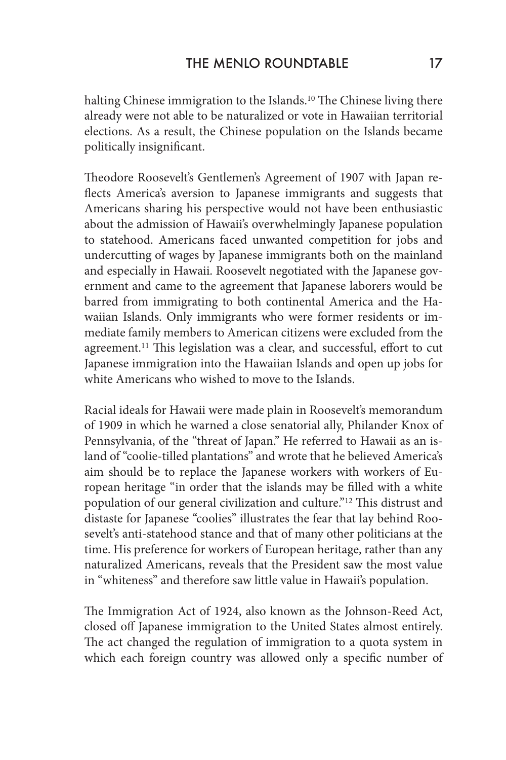halting Chinese immigration to the Islands.[10] The Chinese living there already were not able to be naturalized or vote in Hawaiian territorial elections. As a result, the Chinese population on the Islands became politically insignificant.

Theodore Roosevelt's Gentlemen's Agreement of 1907 with Japan reflects America's aversion to Japanese immigrants and suggests that Americans sharing his perspective would not have been enthusiastic about the admission of Hawaii's overwhelmingly Japanese population to statehood. Americans faced unwanted competition for jobs and undercutting of wages by Japanese immigrants both on the mainland and especially in Hawaii. Roosevelt negotiated with the Japanese government and came to the agreement that Japanese laborers would be barred from immigrating to both continental America and the Hawaiian Islands. Only immigrants who were former residents or immediate family members to American citizens were excluded from the agreement.[11] This legislation was a clear, and successful, effort to cut Japanese immigration into the Hawaiian Islands and open up jobs for white Americans who wished to move to the Islands.

Racial ideals for Hawaii were made plain in Roosevelt's memorandum of 1909 in which he warned a close senatorial ally, Philander Knox of Pennsylvania, of the "threat of Japan." He referred to Hawaii as an island of "coolie-tilled plantations" and wrote that he believed America's aim should be to replace the Japanese workers with workers of European heritage "in order that the islands may be filled with a white population of our general civilization and culture."[12] This distrust and distaste for Japanese "coolies" illustrates the fear that lay behind Roosevelt's anti-statehood stance and that of many other politicians at the time. His preference for workers of European heritage, rather than any naturalized Americans, reveals that the President saw the most value in "whiteness" and therefore saw little value in Hawaii's population.

The Immigration Act of 1924, also known as the Johnson-Reed Act, closed off Japanese immigration to the United States almost entirely. The act changed the regulation of immigration to a quota system in which each foreign country was allowed only a specific number of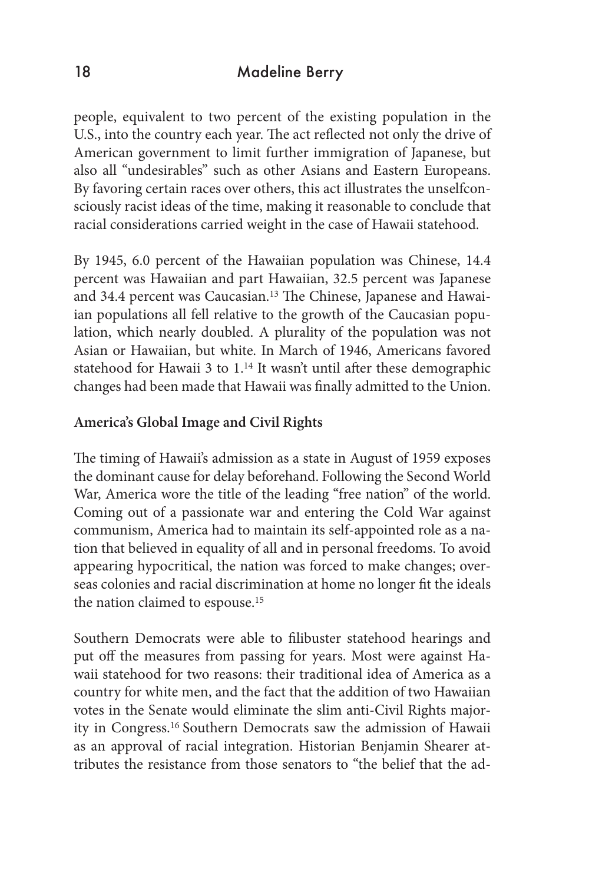people, equivalent to two percent of the existing population in the U.S., into the country each year. The act reflected not only the drive of American government to limit further immigration of Japanese, but also all "undesirables" such as other Asians and Eastern Europeans. By favoring certain races over others, this act illustrates the unselfconsciously racist ideas of the time, making it reasonable to conclude that racial considerations carried weight in the case of Hawaii statehood.

By 1945, 6.0 percent of the Hawaiian population was Chinese, 14.4 percent was Hawaiian and part Hawaiian, 32.5 percent was Japanese and 34.4 percent was Caucasian.[13] The Chinese, Japanese and Hawaiian populations all fell relative to the growth of the Caucasian population, which nearly doubled. A plurality of the population was not Asian or Hawaiian, but white. In March of 1946, Americans favored statehood for Hawaii 3 to 1.[14] It wasn't until after these demographic changes had been made that Hawaii was finally admitted to the Union.

**America's Global Image and Civil Rights**

The timing of Hawaii's admission as a state in August of 1959 exposes the dominant cause for delay beforehand. Following the Second World War, America wore the title of the leading "free nation" of the world. Coming out of a passionate war and entering the Cold War against communism, America had to maintain its self-appointed role as a nation that believed in equality of all and in personal freedoms. To avoid appearing hypocritical, the nation was forced to make changes; overseas colonies and racial discrimination at home no longer fit the ideals the nation claimed to espouse.[15]

Southern Democrats were able to filibuster statehood hearings and put off the measures from passing for years. Most were against Hawaii statehood for two reasons: their traditional idea of America as a country for white men, and the fact that the addition of two Hawaiian votes in the Senate would eliminate the slim anti-Civil Rights majority in Congress.[16] Southern Democrats saw the admission of Hawaii as an approval of racial integration. Historian Benjamin Shearer attributes the resistance from those senators to "the belief that the ad-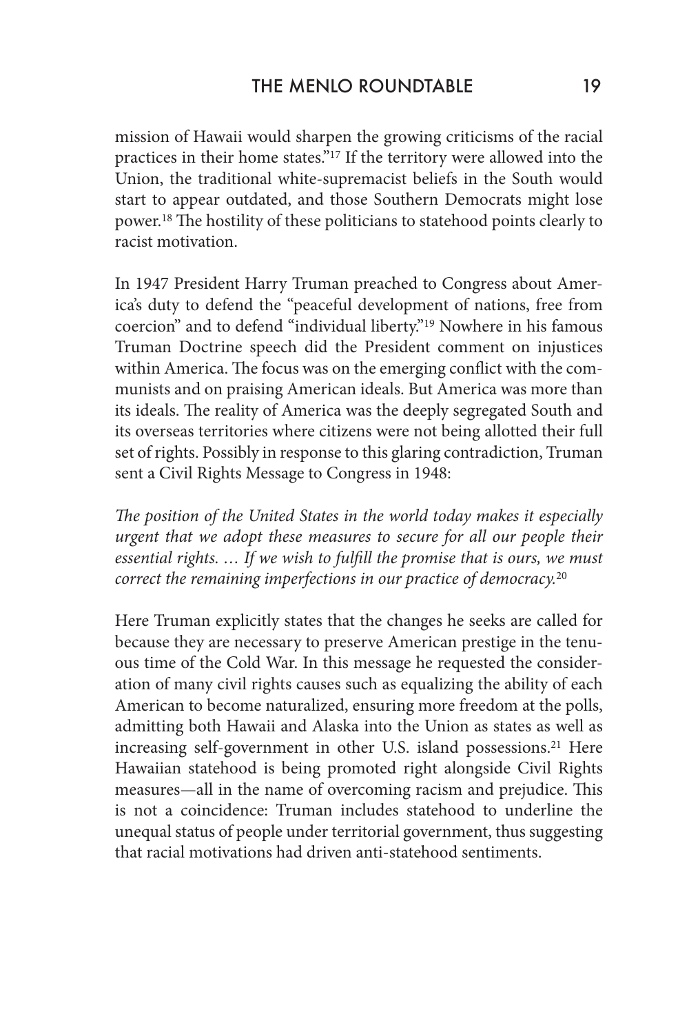mission of Hawaii would sharpen the growing criticisms of the racial practices in their home states."[17] If the territory were allowed into the Union, the traditional white-supremacist beliefs in the South would start to appear outdated, and those Southern Democrats might lose power.[18] The hostility of these politicians to statehood points clearly to racist motivation.

In 1947 President Harry Truman preached to Congress about America's duty to defend the "peaceful development of nations, free from coercion" and to defend "individual liberty."[19] Nowhere in his famous Truman Doctrine speech did the President comment on injustices within America. The focus was on the emerging conflict with the communists and on praising American ideals. But America was more than its ideals. The reality of America was the deeply segregated South and its overseas territories where citizens were not being allotted their full set of rights. Possibly in response to this glaring contradiction, Truman sent a Civil Rights Message to Congress in 1948:

*The position of the United States in the world today makes it especially urgent that we adopt these measures to secure for all our people their essential rights. … If we wish to fulfill the promise that is ours, we must correct the remaining imperfections in our practice of democracy.*[20]

Here Truman explicitly states that the changes he seeks are called for because they are necessary to preserve American prestige in the tenuous time of the Cold War. In this message he requested the consideration of many civil rights causes such as equalizing the ability of each American to become naturalized, ensuring more freedom at the polls, admitting both Hawaii and Alaska into the Union as states as well as increasing self-government in other U.S. island possessions.[21] Here Hawaiian statehood is being promoted right alongside Civil Rights measures—all in the name of overcoming racism and prejudice. This is not a coincidence: Truman includes statehood to underline the unequal status of people under territorial government, thus suggesting that racial motivations had driven anti-statehood sentiments.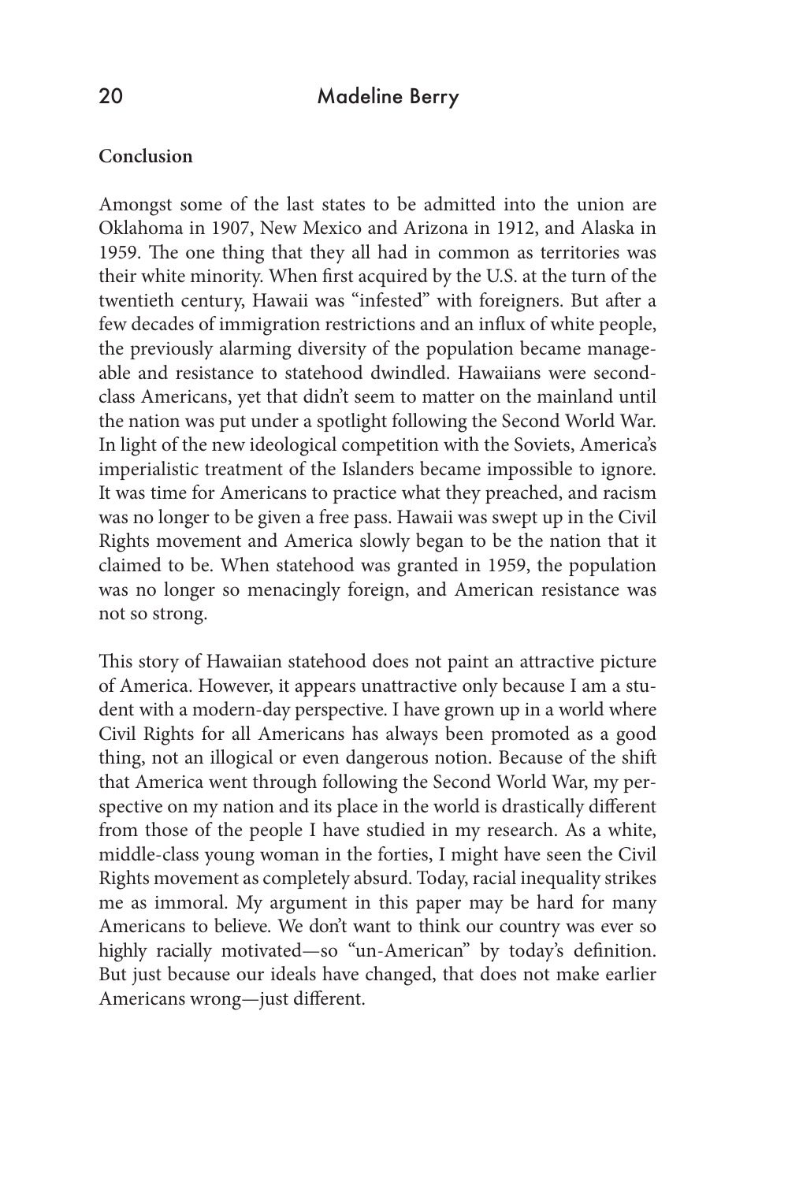**Conclusion**

Amongst some of the last states to be admitted into the union are Oklahoma in 1907, New Mexico and Arizona in 1912, and Alaska in 1959. The one thing that they all had in common as territories was their white minority. When first acquired by the U.S. at the turn of the twentieth century, Hawaii was "infested" with foreigners. But after a few decades of immigration restrictions and an influx of white people, the previously alarming diversity of the population became manageable and resistance to statehood dwindled. Hawaiians were second-class Americans, yet that didn't seem to matter on the mainland until the nation was put under a spotlight following the Second World War. In light of the new ideological competition with the Soviets, America's imperialistic treatment of the Islanders became impossible to ignore. It was time for Americans to practice what they preached, and racism was no longer to be given a free pass. Hawaii was swept up in the Civil Rights movement and America slowly began to be the nation that it claimed to be. When statehood was granted in 1959, the population was no longer so menacingly foreign, and American resistance was not so strong.

This story of Hawaiian statehood does not paint an attractive picture of America. However, it appears unattractive only because I am a student with a modern-day perspective. I have grown up in a world where Civil Rights for all Americans has always been promoted as a good thing, not an illogical or even dangerous notion. Because of the shift that America went through following the Second World War, my perspective on my nation and its place in the world is drastically different from those of the people I have studied in my research. As a white, middle-class young woman in the forties, I might have seen the Civil Rights movement as completely absurd. Today, racial inequality strikes me as immoral. My argument in this paper may be hard for many Americans to believe. We don't want to think our country was ever so highly racially motivated—so "un-American" by today's definition. But just because our ideals have changed, that does not make earlier Americans wrong—just different.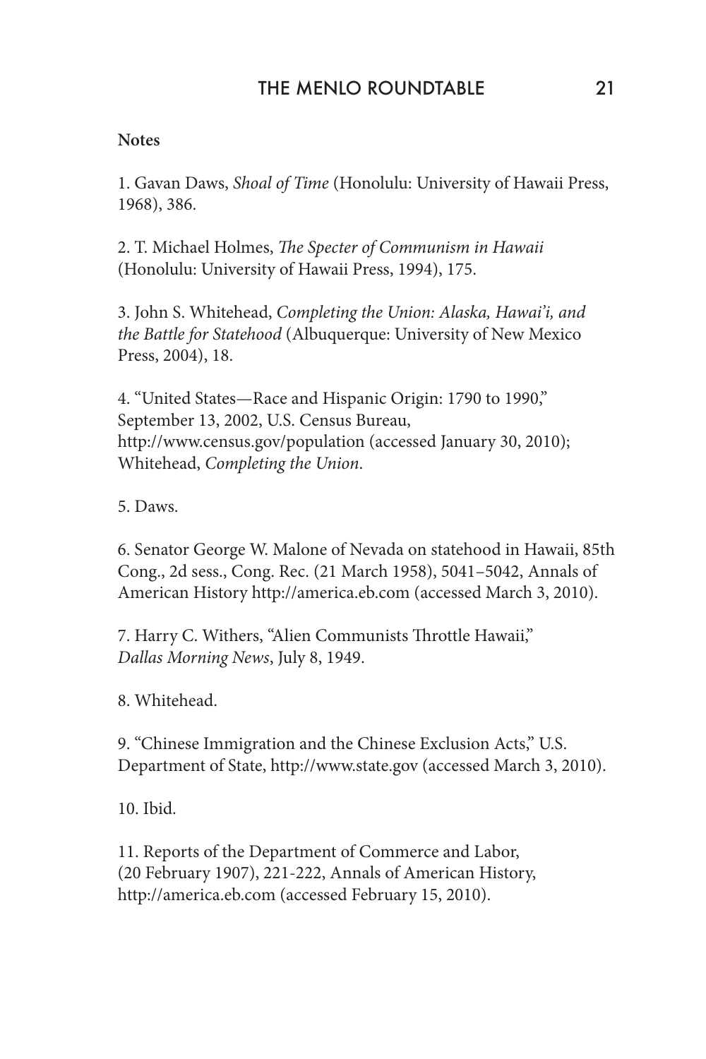**Notes**

1. Gavan Daws, *Shoal of Time* (Honolulu: University of Hawaii Press, 1968), 386.

2. T. Michael Holmes, *The Specter of Communism in Hawaii* (Honolulu: University of Hawaii Press, 1994), 175.

3. John S. Whitehead, *Completing the Union: Alaska, Hawai'i, and the Battle for Statehood* (Albuquerque: University of New Mexico Press, 2004), 18.

4. "United States—Race and Hispanic Origin: 1790 to 1990," September 13, 2002, U.S. Census Bureau, http://www.census.gov/population (accessed January 30, 2010); Whitehead, *Completing the Union*.

5. Daws.

6. Senator George W. Malone of Nevada on statehood in Hawaii, 85th Cong., 2d sess., Cong. Rec. (21 March 1958), 5041–5042, Annals of American History http://america.eb.com (accessed March 3, 2010).

7. Harry C. Withers, "Alien Communists Throttle Hawaii," *Dallas Morning News*, July 8, 1949.

8. Whitehead.

9. "Chinese Immigration and the Chinese Exclusion Acts," U.S. Department of State, http://www.state.gov (accessed March 3, 2010).

10. Ibid.

11. Reports of the Department of Commerce and Labor, (20 February 1907), 221-222, Annals of American History, http://america.eb.com (accessed February 15, 2010).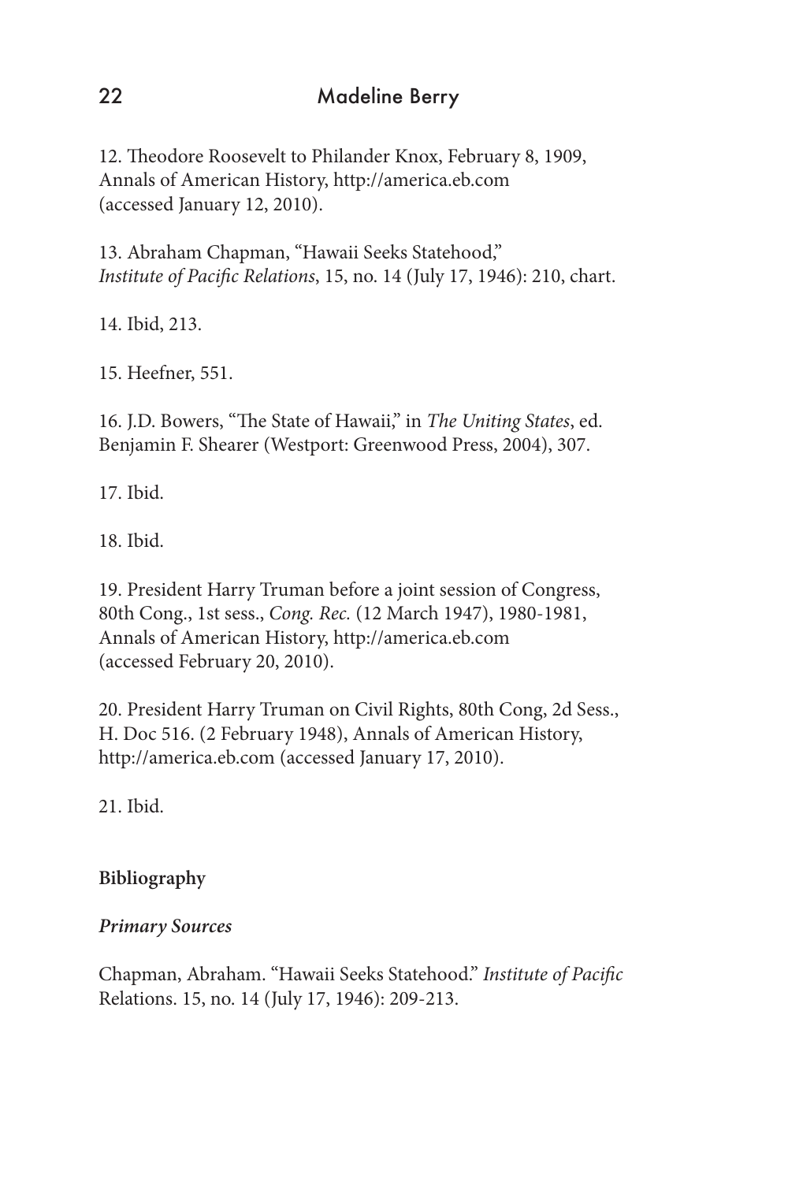12. Theodore Roosevelt to Philander Knox, February 8, 1909, Annals of American History, http://america.eb.com (accessed January 12, 2010).

13. Abraham Chapman, "Hawaii Seeks Statehood," *Institute of Pacific Relations*, 15, no. 14 (July 17, 1946): 210, chart.

14. Ibid, 213.

15. Heefner, 551.

16. J.D. Bowers, "The State of Hawaii," in *The Uniting States*, ed. Benjamin F. Shearer (Westport: Greenwood Press, 2004), 307.

17. Ibid.

18. Ibid.

19. President Harry Truman before a joint session of Congress, 80th Cong., 1st sess., *Cong. Rec.* (12 March 1947), 1980-1981, Annals of American History, http://america.eb.com (accessed February 20, 2010).

20. President Harry Truman on Civil Rights, 80th Cong, 2d Sess., H. Doc 516. (2 February 1948), Annals of American History, http://america.eb.com (accessed January 17, 2010).

21. Ibid.

**Bibliography**

***Primary Sources***

Chapman, Abraham. "Hawaii Seeks Statehood." *Institute of Pacific* Relations. 15, no. 14 (July 17, 1946): 209-213.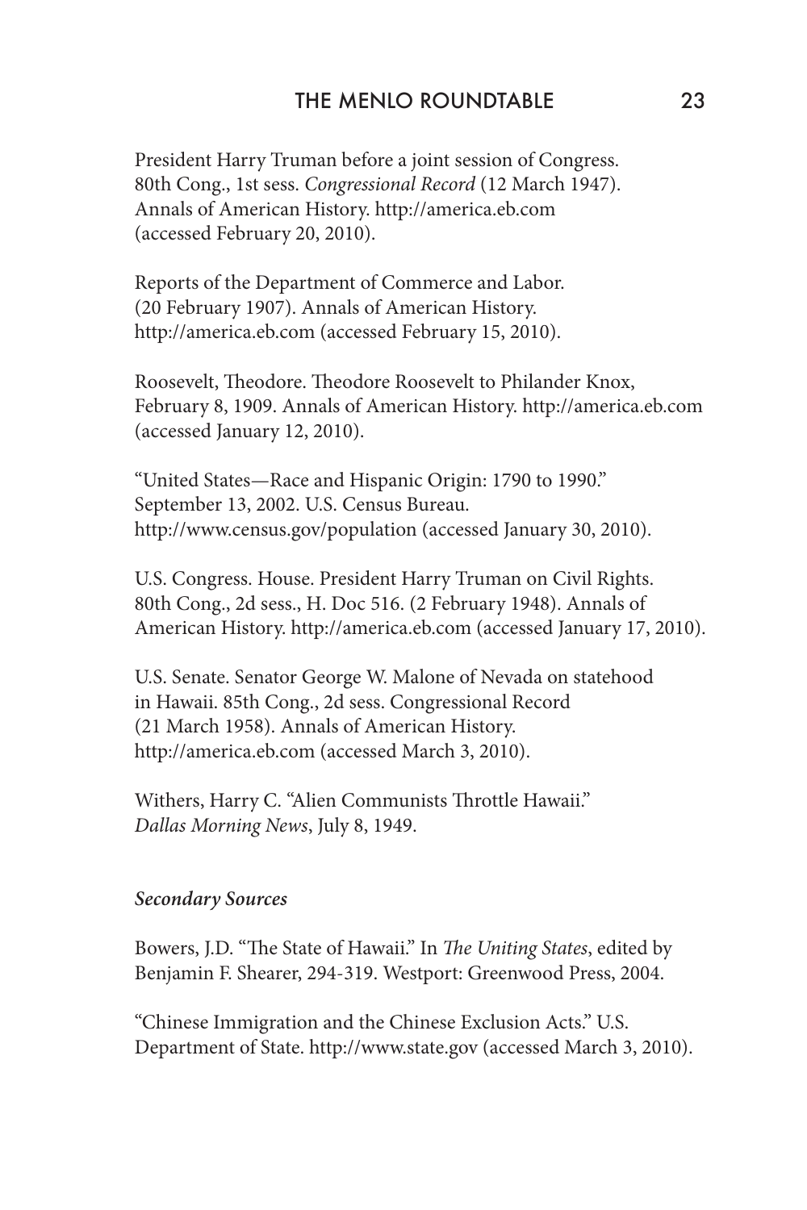President Harry Truman before a joint session of Congress. 80th Cong., 1st sess. *Congressional Record* (12 March 1947). Annals of American History. http://america.eb.com (accessed February 20, 2010).

Reports of the Department of Commerce and Labor. (20 February 1907). Annals of American History. http://america.eb.com (accessed February 15, 2010).

Roosevelt, Theodore. Theodore Roosevelt to Philander Knox, February 8, 1909. Annals of American History. http://america.eb.com (accessed January 12, 2010).

"United States—Race and Hispanic Origin: 1790 to 1990." September 13, 2002. U.S. Census Bureau. http://www.census.gov/population (accessed January 30, 2010).

U.S. Congress. House. President Harry Truman on Civil Rights. 80th Cong., 2d sess., H. Doc 516. (2 February 1948). Annals of American History. http://america.eb.com (accessed January 17, 2010).

U.S. Senate. Senator George W. Malone of Nevada on statehood in Hawaii. 85th Cong., 2d sess. Congressional Record (21 March 1958). Annals of American History. http://america.eb.com (accessed March 3, 2010).

Withers, Harry C. "Alien Communists Throttle Hawaii." *Dallas Morning News*, July 8, 1949.

***Secondary Sources***

Bowers, J.D. "The State of Hawaii." In *The Uniting States*, edited by Benjamin F. Shearer, 294-319. Westport: Greenwood Press, 2004.

"Chinese Immigration and the Chinese Exclusion Acts." U.S. Department of State. http://www.state.gov (accessed March 3, 2010).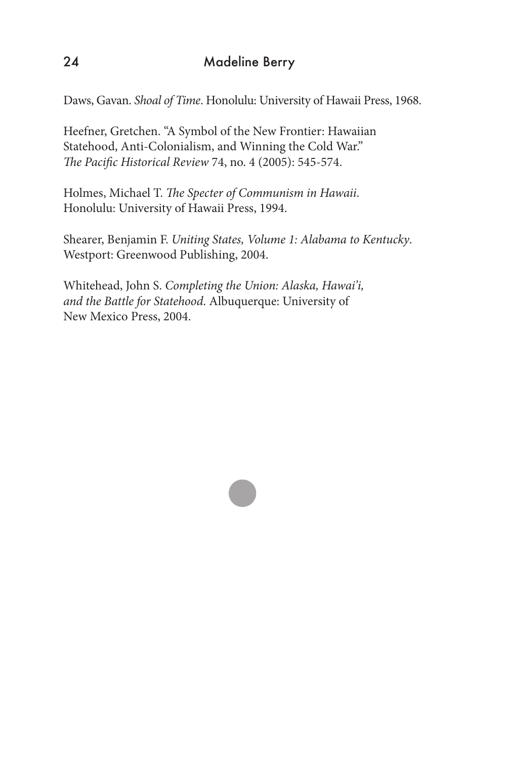Daws, Gavan. *Shoal of Time*. Honolulu: University of Hawaii Press, 1968.

Heefner, Gretchen. "A Symbol of the New Frontier: Hawaiian Statehood, Anti-Colonialism, and Winning the Cold War." *The Pacific Historical Review* 74, no. 4 (2005): 545-574.

Holmes, Michael T. *The Specter of Communism in Hawaii*. Honolulu: University of Hawaii Press, 1994.

Shearer, Benjamin F. *Uniting States, Volume 1: Alabama to Kentucky*. Westport: Greenwood Publishing, 2004.

Whitehead, John S. *Completing the Union: Alaska, Hawai'i, and the Battle for Statehood*. Albuquerque: University of New Mexico Press, 2004.